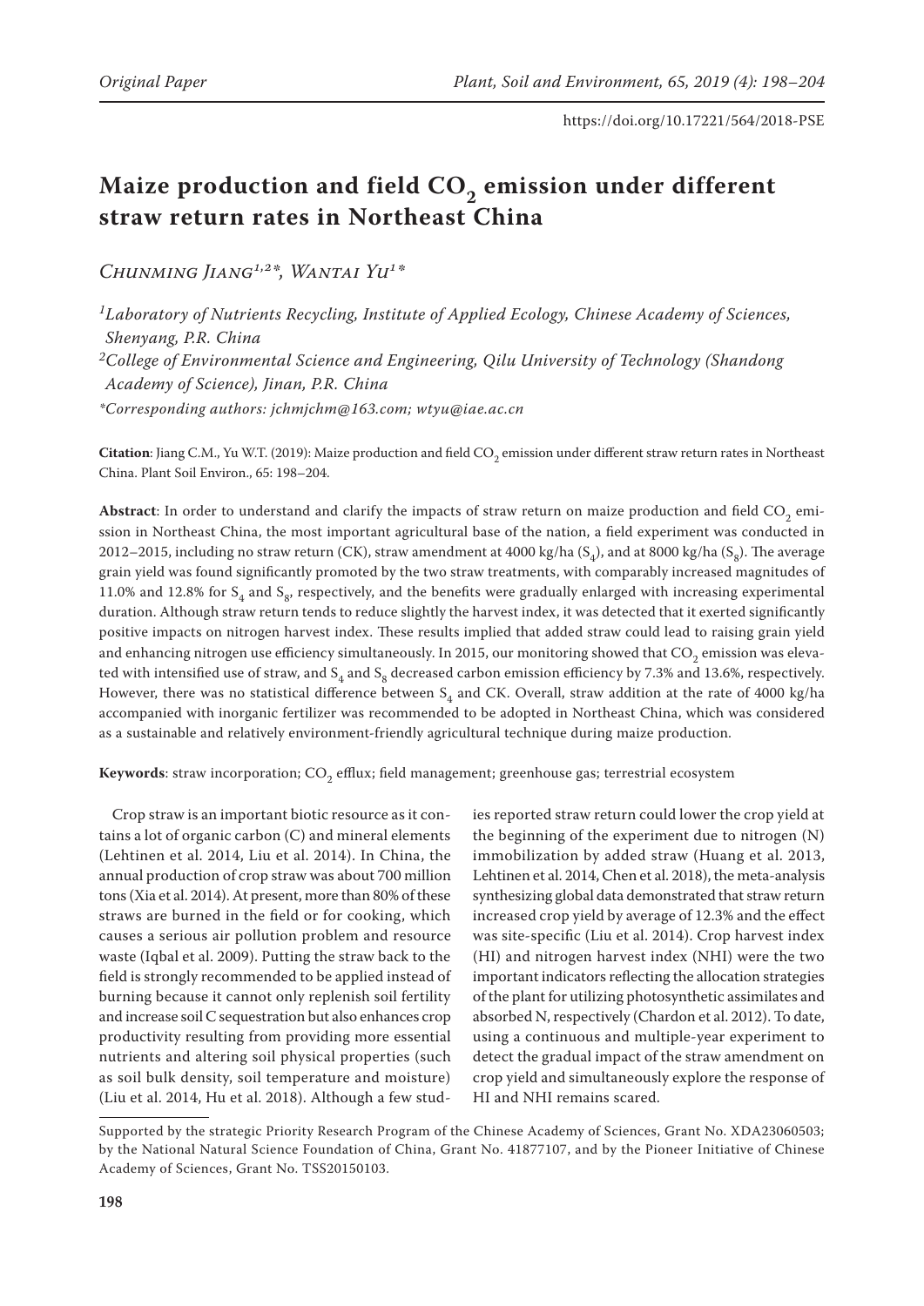# Maize production and field $CO_2$ emission under different straw return rates in Northeast China

*Chunming Jiang*[1,2]*, *Wantai Yu*[1]*

[1]*Laboratory of Nutrients Recycling, Institute of Applied Ecology, Chinese Academy of Sciences, Shenyang, P.R. China*

[2]*College of Environmental Science and Engineering, Qilu University of Technology (Shandong Academy of Science), Jinan, P.R. China*

**Corresponding authors: jchmjchm@163.com; wtyu@iae.ac.cn*

**Citation**: Jiang C.M., Yu W.T. (2019): Maize production and field $CO_2$ emission under different straw return rates in Northeast China. Plant Soil Environ., 65: 198–204.

**Abstract**: In order to understand and clarify the impacts of straw return on maize production and field $CO_2$ emission in Northeast China, the most important agricultural base of the nation, a field experiment was conducted in 2012–2015, including no straw return (CK), straw amendment at 4000 kg/ha ($S_4$), and at 8000 kg/ha ($S_8$). The average grain yield was found significantly promoted by the two straw treatments, with comparably increased magnitudes of 11.0% and 12.8% for $S_4$ and $S_8$, respectively, and the benefits were gradually enlarged with increasing experimental duration. Although straw return tends to reduce slightly the harvest index, it was detected that it exerted significantly positive impacts on nitrogen harvest index. These results implied that added straw could lead to raising grain yield and enhancing nitrogen use efficiency simultaneously. In 2015, our monitoring showed that $CO_2$ emission was elevated with intensified use of straw, and $S_4$ and $S_8$ decreased carbon emission efficiency by 7.3% and 13.6%, respectively. However, there was no statistical difference between $S_4$ and CK. Overall, straw addition at the rate of 4000 kg/ha accompanied with inorganic fertilizer was recommended to be adopted in Northeast China, which was considered as a sustainable and relatively environment-friendly agricultural technique during maize production.

**Keywords**: straw incorporation; $CO_2$ efflux; field management; greenhouse gas; terrestrial ecosystem

Crop straw is an important biotic resource as it contains a lot of organic carbon (C) and mineral elements (Lehtinen et al. 2014, Liu et al. 2014). In China, the annual production of crop straw was about 700 million tons (Xia et al. 2014). At present, more than 80% of these straws are burned in the field or for cooking, which causes a serious air pollution problem and resource waste (Iqbal et al. 2009). Putting the straw back to the field is strongly recommended to be applied instead of burning because it cannot only replenish soil fertility and increase soil C sequestration but also enhances crop productivity resulting from providing more essential nutrients and altering soil physical properties (such as soil bulk density, soil temperature and moisture) (Liu et al. 2014, Hu et al. 2018). Although a few studies reported straw return could lower the crop yield at the beginning of the experiment due to nitrogen (N) immobilization by added straw (Huang et al. 2013, Lehtinen et al. 2014, Chen et al. 2018), the meta-analysis synthesizing global data demonstrated that straw return increased crop yield by average of 12.3% and the effect was site-specific (Liu et al. 2014). Crop harvest index (HI) and nitrogen harvest index (NHI) were the two important indicators reflecting the allocation strategies of the plant for utilizing photosynthetic assimilates and absorbed N, respectively (Chardon et al. 2012). To date, using a continuous and multiple-year experiment to detect the gradual impact of the straw amendment on crop yield and simultaneously explore the response of HI and NHI remains scared.

Supported by the strategic Priority Research Program of the Chinese Academy of Sciences, Grant No. XDA23060503; by the National Natural Science Foundation of China, Grant No. 41877107, and by the Pioneer Initiative of Chinese Academy of Sciences, Grant No. TSS20150103.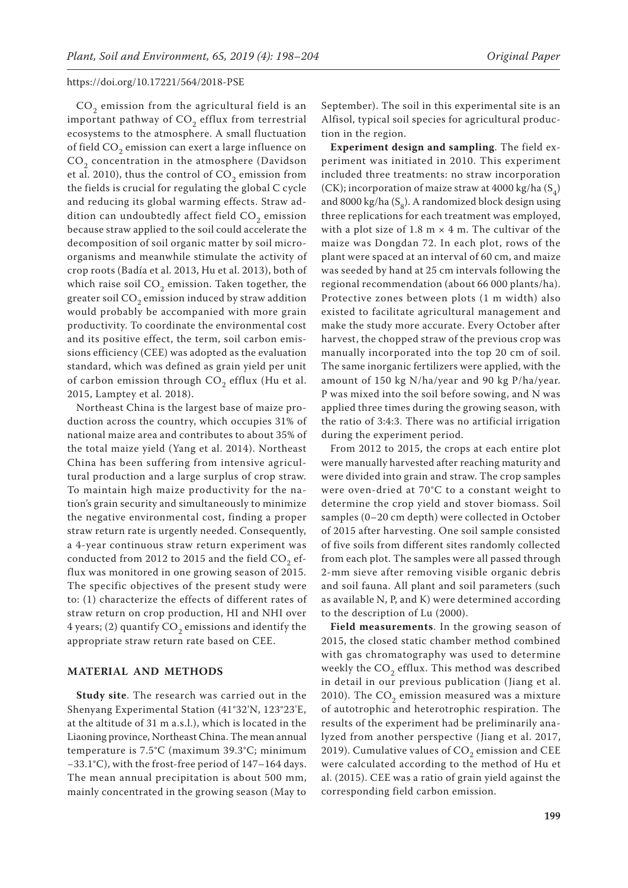$CO_2$ emission from the agricultural field is an important pathway of $CO_2$ efflux from terrestrial ecosystems to the atmosphere. A small fluctuation of field $CO_2$ emission can exert a large influence on $CO_2$ concentration in the atmosphere (Davidson et al. 2010), thus the control of $CO_2$ emission from the fields is crucial for regulating the global C cycle and reducing its global warming effects. Straw addition can undoubtedly affect field $CO_2$ emission because straw applied to the soil could accelerate the decomposition of soil organic matter by soil microorganisms and meanwhile stimulate the activity of crop roots (Badía et al. 2013, Hu et al. 2013), both of which raise soil $CO_2$ emission. Taken together, the greater soil $CO_2$ emission induced by straw addition would probably be accompanied with more grain productivity. To coordinate the environmental cost and its positive effect, the term, soil carbon emissions efficiency (CEE) was adopted as the evaluation standard, which was defined as grain yield per unit of carbon emission through $CO_2$ efflux (Hu et al. 2015, Lamptey et al. 2018).

Northeast China is the largest base of maize production across the country, which occupies 31% of national maize area and contributes to about 35% of the total maize yield (Yang et al. 2014). Northeast China has been suffering from intensive agricultural production and a large surplus of crop straw. To maintain high maize productivity for the nation's grain security and simultaneously to minimize the negative environmental cost, finding a proper straw return rate is urgently needed. Consequently, a 4-year continuous straw return experiment was conducted from 2012 to 2015 and the field $CO_2$ efflux was monitored in one growing season of 2015. The specific objectives of the present study were to: (1) characterize the effects of different rates of straw return on crop production, HI and NHI over 4 years; (2) quantify $CO_2$ emissions and identify the appropriate straw return rate based on CEE.

## MATERIAL AND METHODS

**Study site**. The research was carried out in the Shenyang Experimental Station (41°32'N, 123°23'E, at the altitude of 31 m a.s.l.), which is located in the Liaoning province, Northeast China. The mean annual temperature is 7.5°C (maximum 39.3°C; minimum −33.1°C), with the frost-free period of 147–164 days. The mean annual precipitation is about 500 mm, mainly concentrated in the growing season (May to September). The soil in this experimental site is an Alfisol, typical soil species for agricultural production in the region.

**Experiment design and sampling**. The field experiment was initiated in 2010. This experiment included three treatments: no straw incorporation (CK); incorporation of maize straw at 4000 kg/ha ($S_4$) and 8000 kg/ha ($S_8$). A randomized block design using three replications for each treatment was employed, with a plot size of 1.8 m × 4 m. The cultivar of the maize was Dongdan 72. In each plot, rows of the plant were spaced at an interval of 60 cm, and maize was seeded by hand at 25 cm intervals following the regional recommendation (about 66 000 plants/ha). Protective zones between plots (1 m width) also existed to facilitate agricultural management and make the study more accurate. Every October after harvest, the chopped straw of the previous crop was manually incorporated into the top 20 cm of soil. The same inorganic fertilizers were applied, with the amount of 150 kg N/ha/year and 90 kg P/ha/year. P was mixed into the soil before sowing, and N was applied three times during the growing season, with the ratio of 3:4:3. There was no artificial irrigation during the experiment period.

From 2012 to 2015, the crops at each entire plot were manually harvested after reaching maturity and were divided into grain and straw. The crop samples were oven-dried at 70°C to a constant weight to determine the crop yield and stover biomass. Soil samples (0–20 cm depth) were collected in October of 2015 after harvesting. One soil sample consisted of five soils from different sites randomly collected from each plot. The samples were all passed through 2-mm sieve after removing visible organic debris and soil fauna. All plant and soil parameters (such as available N, P, and K) were determined according to the description of Lu (2000).

**Field measurements**. In the growing season of 2015, the closed static chamber method combined with gas chromatography was used to determine weekly the $CO_2$ efflux. This method was described in detail in our previous publication (Jiang et al. 2010). The $CO_2$ emission measured was a mixture of autotrophic and heterotrophic respiration. The results of the experiment had be preliminarily analyzed from another perspective (Jiang et al. 2017, 2019). Cumulative values of $CO_2$ emission and CEE were calculated according to the method of Hu et al. (2015). CEE was a ratio of grain yield against the corresponding field carbon emission.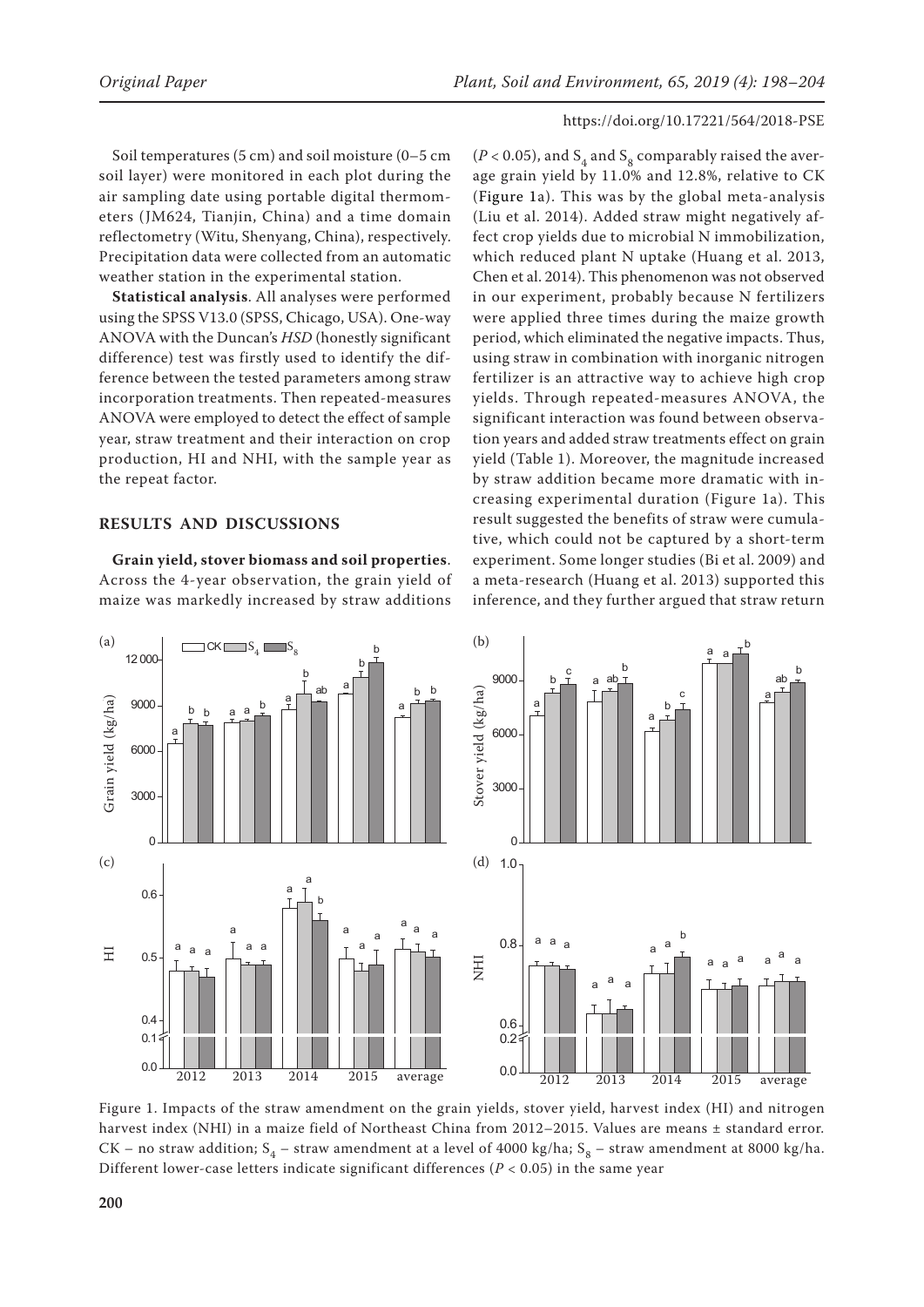Soil temperatures (5 cm) and soil moisture (0–5 cm soil layer) were monitored in each plot during the air sampling date using portable digital thermometers (JM624, Tianjin, China) and a time domain reflectometry (Witu, Shenyang, China), respectively. Precipitation data were collected from an automatic weather station in the experimental station.

**Statistical analysis**. All analyses were performed using the SPSS V13.0 (SPSS, Chicago, USA). One-way ANOVA with the Duncan's *HSD* (honestly significant difference) test was firstly used to identify the difference between the tested parameters among straw incorporation treatments. Then repeated-measures ANOVA were employed to detect the effect of sample year, straw treatment and their interaction on crop production, HI and NHI, with the sample year as the repeat factor.

## RESULTS AND DISCUSSIONS

**Grain yield, stover biomass and soil properties**. Across the 4-year observation, the grain yield of maize was markedly increased by straw additions ($P < 0.05$), and $S_4$ and $S_8$ comparably raised the average grain yield by 11.0% and 12.8%, relative to CK (Figure 1a). This was by the global meta-analysis (Liu et al. 2014). Added straw might negatively affect crop yields due to microbial N immobilization, which reduced plant N uptake (Huang et al. 2013, Chen et al. 2014). This phenomenon was not observed in our experiment, probably because N fertilizers were applied three times during the maize growth period, which eliminated the negative impacts. Thus, using straw in combination with inorganic nitrogen fertilizer is an attractive way to achieve high crop yields. Through repeated-measures ANOVA, the significant interaction was found between observation years and added straw treatments effect on grain yield (Table 1). Moreover, the magnitude increased by straw addition became more dramatic with increasing experimental duration (Figure 1a). This result suggested the benefits of straw were cumulative, which could not be captured by a short-term experiment. Some longer studies (Bi et al. 2009) and a meta-research (Huang et al. 2013) supported this inference, and they further argued that straw return

Figure 1. Impacts of the straw amendment on the grain yields, stover yield, harvest index (HI) and nitrogen harvest index (NHI) in a maize field of Northeast China from 2012–2015. Values are means ± standard error. CK – no straw addition; $S_4$ – straw amendment at a level of 4000 kg/ha; $S_8$ – straw amendment at 8000 kg/ha. Different lower-case letters indicate significant differences ($P < 0.05$) in the same year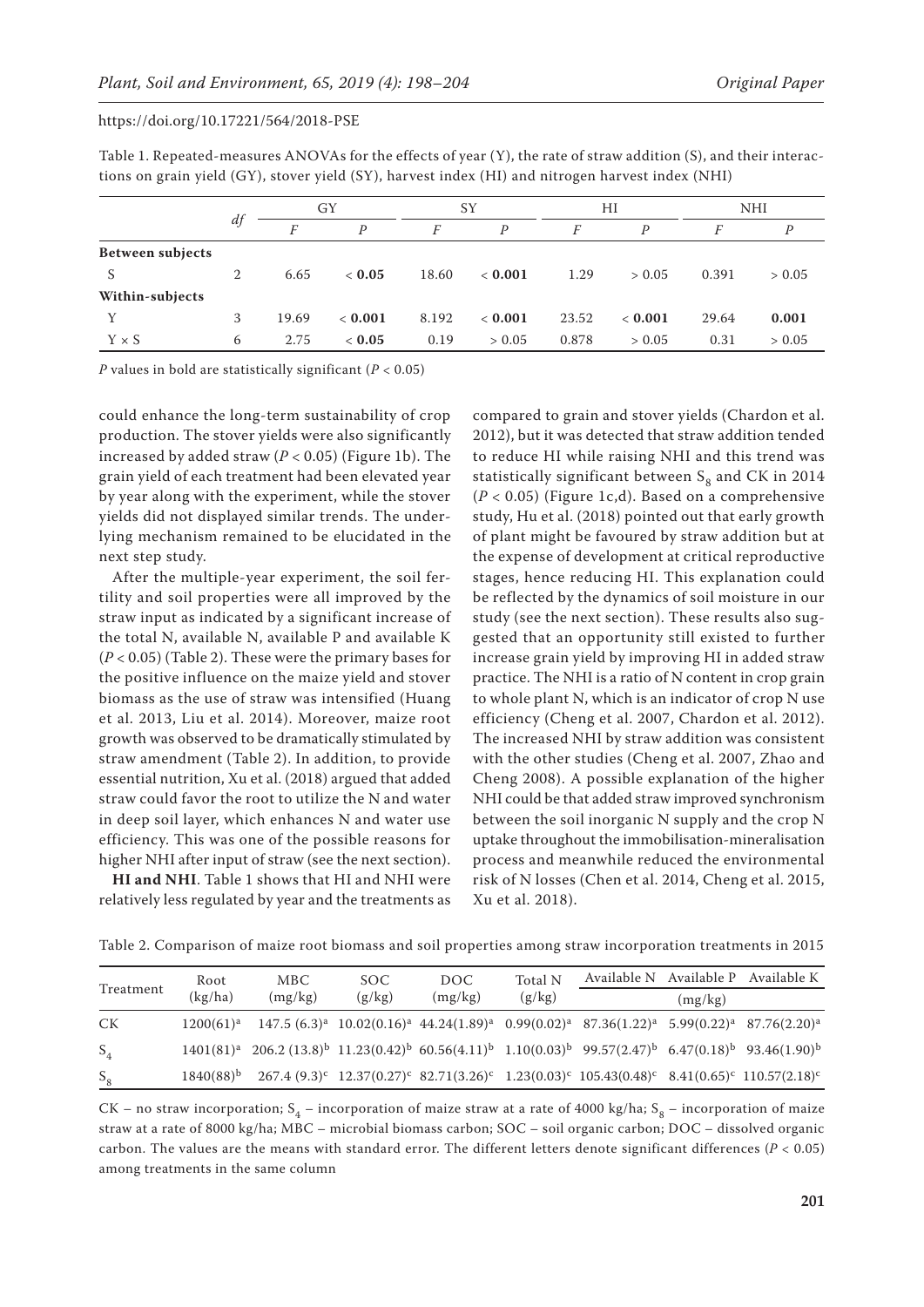Table 1. Repeated-measures ANOVAs for the effects of year (Y), the rate of straw addition (S), and their interactions on grain yield (GY), stover yield (SY), harvest index (HI) and nitrogen harvest index (NHI)

| | *df* | GY | | SY | | HI | | NHI | |
|---|---|---|---|---|---|---|---|---|---|
| | | *F* | *P* | *F* | *P* | *F* | *P* | *F* | *P* |
| **Between subjects** | | | | | | | | | |
| S | 2 | 6.65 | **< 0.05** | 18.60 | **< 0.001** | 1.29 | > 0.05 | 0.391 | > 0.05 |
| **Within-subjects** | | | | | | | | | |
| Y | 3 | 19.69 | **< 0.001** | 8.192 | **< 0.001** | 23.52 | **< 0.001** | 29.64 | **0.001** |
| Y × S | 6 | 2.75 | **< 0.05** | 0.19 | > 0.05 | 0.878 | > 0.05 | 0.31 | > 0.05 |

*P* values in bold are statistically significant ($P < 0.05$)

could enhance the long-term sustainability of crop production. The stover yields were also significantly increased by added straw ($P < 0.05$) (Figure 1b). The grain yield of each treatment had been elevated year by year along with the experiment, while the stover yields did not displayed similar trends. The underlying mechanism remained to be elucidated in the next step study.

After the multiple-year experiment, the soil fertility and soil properties were all improved by the straw input as indicated by a significant increase of the total N, available N, available P and available K ($P < 0.05$) (Table 2). These were the primary bases for the positive influence on the maize yield and stover biomass as the use of straw was intensified (Huang et al. 2013, Liu et al. 2014). Moreover, maize root growth was observed to be dramatically stimulated by straw amendment (Table 2). In addition, to provide essential nutrition, Xu et al. (2018) argued that added straw could favor the root to utilize the N and water in deep soil layer, which enhances N and water use efficiency. This was one of the possible reasons for higher NHI after input of straw (see the next section).

**HI and NHI**. Table 1 shows that HI and NHI were relatively less regulated by year and the treatments as compared to grain and stover yields (Chardon et al. 2012), but it was detected that straw addition tended to reduce HI while raising NHI and this trend was statistically significant between $S_8$ and CK in 2014 ($P < 0.05$) (Figure 1c,d). Based on a comprehensive study, Hu et al. (2018) pointed out that early growth of plant might be favoured by straw addition but at the expense of development at critical reproductive stages, hence reducing HI. This explanation could be reflected by the dynamics of soil moisture in our study (see the next section). These results also suggested that an opportunity still existed to further increase grain yield by improving HI in added straw practice. The NHI is a ratio of N content in crop grain to whole plant N, which is an indicator of crop N use efficiency (Cheng et al. 2007, Chardon et al. 2012). The increased NHI by straw addition was consistent with the other studies (Cheng et al. 2007, Zhao and Cheng 2008). A possible explanation of the higher NHI could be that added straw improved synchronism between the soil inorganic N supply and the crop N uptake throughout the immobilisation-mineralisation process and meanwhile reduced the environmental risk of N losses (Chen et al. 2014, Cheng et al. 2015, Xu et al. 2018).

Table 2. Comparison of maize root biomass and soil properties among straw incorporation treatments in 2015

| Treatment | Root (kg/ha) | MBC (mg/kg) | SOC (g/kg) | DOC (mg/kg) | Total N (g/kg) | Available N | Available P | Available K |
|---|---|---|---|---|---|---|---|---|
| | | | | | | | (mg/kg) | |
| CK | 1200(61)[a] | 147.5 (6.3)[a] | 10.02(0.16)[a] | 44.24(1.89)[a] | 0.99(0.02)[a] | 87.36(1.22)[a] | 5.99(0.22)[a] | 87.76(2.20)[a] |
| $S_4$ | 1401(81)[a] | 206.2 (13.8)[b] | 11.23(0.42)[b] | 60.56(4.11)[b] | 1.10(0.03)[b] | 99.57(2.47)[b] | 6.47(0.18)[b] | 93.46(1.90)[b] |
| $S_8$ | 1840(88)[b] | 267.4 (9.3)[c] | 12.37(0.27)[c] | 82.71(3.26)[c] | 1.23(0.03)[c] | 105.43(0.48)[c] | 8.41(0.65)[c] | 110.57(2.18)[c] |

CK – no straw incorporation; $S_4$ – incorporation of maize straw at a rate of 4000 kg/ha; $S_8$ – incorporation of maize straw at a rate of 8000 kg/ha; MBC – microbial biomass carbon; SOC – soil organic carbon; DOC – dissolved organic carbon. The values are the means with standard error. The different letters denote significant differences ($P < 0.05$) among treatments in the same column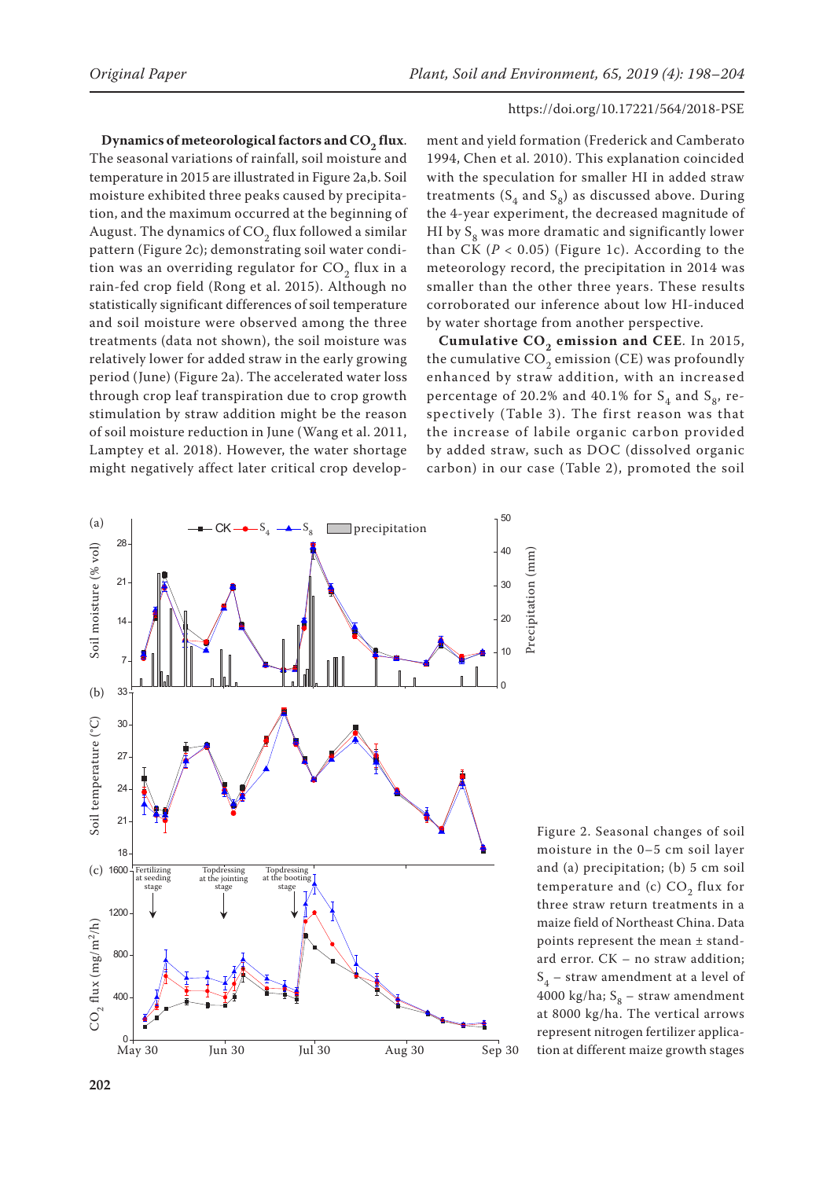**Dynamics of meteorological factors and $CO_2$ flux**. The seasonal variations of rainfall, soil moisture and temperature in 2015 are illustrated in Figure 2a,b. Soil moisture exhibited three peaks caused by precipitation, and the maximum occurred at the beginning of August. The dynamics of $CO_2$ flux followed a similar pattern (Figure 2c); demonstrating soil water condition was an overriding regulator for $CO_2$ flux in a rain-fed crop field (Rong et al. 2015). Although no statistically significant differences of soil temperature and soil moisture were observed among the three treatments (data not shown), the soil moisture was relatively lower for added straw in the early growing period (June) (Figure 2a). The accelerated water loss through crop leaf transpiration due to crop growth stimulation by straw addition might be the reason of soil moisture reduction in June (Wang et al. 2011, Lamptey et al. 2018). However, the water shortage might negatively affect later critical crop development and yield formation (Frederick and Camberato 1994, Chen et al. 2010). This explanation coincided with the speculation for smaller HI in added straw treatments ($S_4$ and $S_8$) as discussed above. During the 4-year experiment, the decreased magnitude of HI by $S_8$ was more dramatic and significantly lower than CK ($P < 0.05$) (Figure 1c). According to the meteorology record, the precipitation in 2014 was smaller than the other three years. These results corroborated our inference about low HI-induced by water shortage from another perspective.

**Cumulative $CO_2$ emission and CEE**. In 2015, the cumulative $CO_2$ emission (CE) was profoundly enhanced by straw addition, with an increased percentage of 20.2% and 40.1% for $S_4$ and $S_8$, respectively (Table 3). The first reason was that the increase of labile organic carbon provided by added straw, such as DOC (dissolved organic carbon) in our case (Table 2), promoted the soil

Figure 2. Seasonal changes of soil moisture in the 0–5 cm soil layer and (a) precipitation; (b) 5 cm soil temperature and (c) $CO_2$ flux for three straw return treatments in a maize field of Northeast China. Data points represent the mean ± standard error. CK – no straw addition; $S_4$ – straw amendment at a level of 4000 kg/ha; $S_8$ – straw amendment at 8000 kg/ha. The vertical arrows represent nitrogen fertilizer application at different maize growth stages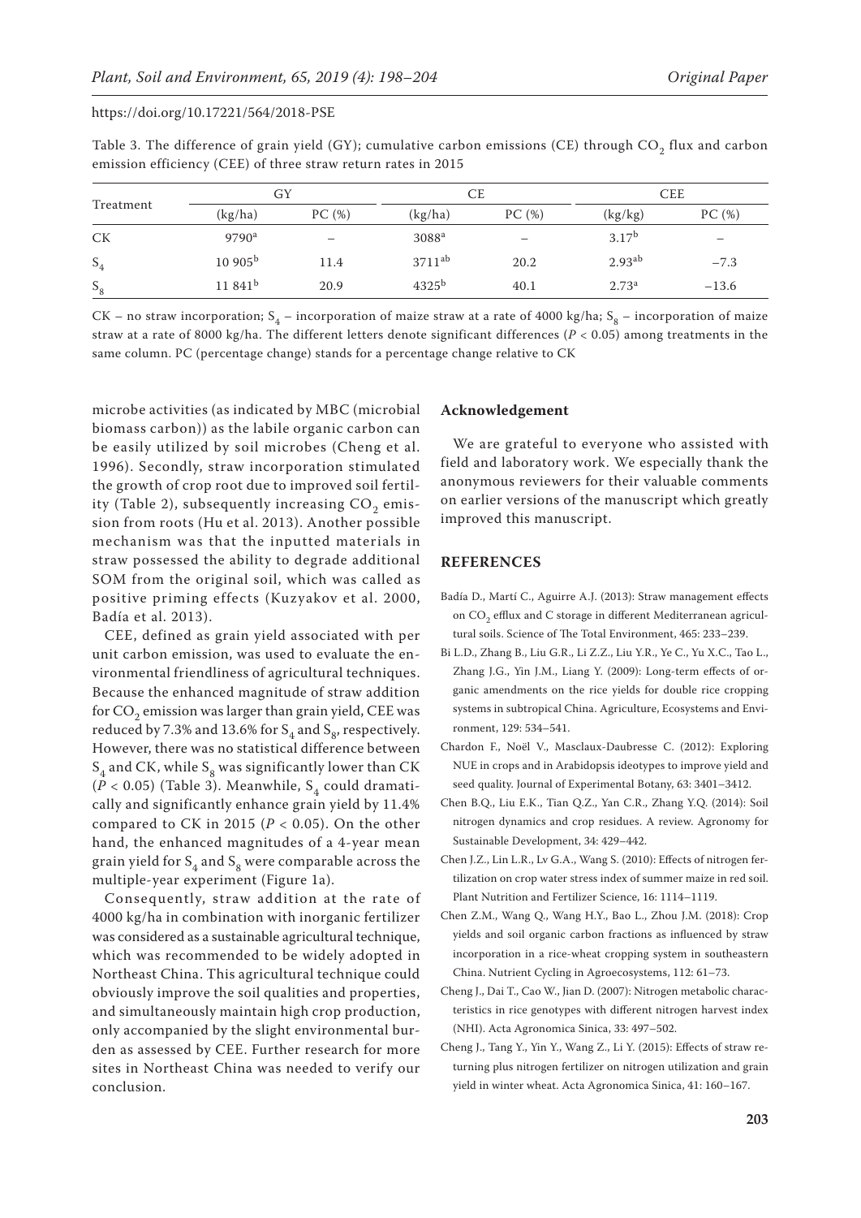Table 3. The difference of grain yield (GY); cumulative carbon emissions (CE) through $CO_2$ flux and carbon emission efficiency (CEE) of three straw return rates in 2015

| Treatment | GY | | CE | | CEE | |
|---|---|---|---|---|---|---|
| | (kg/ha) | PC (%) | (kg/ha) | PC (%) | (kg/kg) | PC (%) |
| CK | $9790^{a}$ | – | $3088^{a}$ | – | $3.17^{b}$ | – |
| $S_4$ | $10\,905^{b}$ | 11.4 | $3711^{ab}$ | 20.2 | $2.93^{ab}$ | −7.3 |
| $S_8$ | $11\,841^{b}$ | 20.9 | $4325^{b}$ | 40.1 | $2.73^{a}$ | −13.6 |

CK – no straw incorporation; $S_4$ – incorporation of maize straw at a rate of 4000 kg/ha; $S_8$ – incorporation of maize straw at a rate of 8000 kg/ha. The different letters denote significant differences ($P < 0.05$) among treatments in the same column. PC (percentage change) stands for a percentage change relative to CK

microbe activities (as indicated by MBC (microbial biomass carbon)) as the labile organic carbon can be easily utilized by soil microbes (Cheng et al. 1996). Secondly, straw incorporation stimulated the growth of crop root due to improved soil fertility (Table 2), subsequently increasing $CO_2$ emission from roots (Hu et al. 2013). Another possible mechanism was that the inputted materials in straw possessed the ability to degrade additional SOM from the original soil, which was called as positive priming effects (Kuzyakov et al. 2000, Badía et al. 2013).

CEE, defined as grain yield associated with per unit carbon emission, was used to evaluate the environmental friendliness of agricultural techniques. Because the enhanced magnitude of straw addition for $CO_2$ emission was larger than grain yield, CEE was reduced by 7.3% and 13.6% for $S_4$ and $S_8$, respectively. However, there was no statistical difference between $S_4$ and CK, while $S_8$ was significantly lower than CK ($P < 0.05$) (Table 3). Meanwhile, $S_4$ could dramatically and significantly enhance grain yield by 11.4% compared to CK in 2015 ($P < 0.05$). On the other hand, the enhanced magnitudes of a 4-year mean grain yield for $S_4$ and $S_8$ were comparable across the multiple-year experiment (Figure 1a).

Consequently, straw addition at the rate of 4000 kg/ha in combination with inorganic fertilizer was considered as a sustainable agricultural technique, which was recommended to be widely adopted in Northeast China. This agricultural technique could obviously improve the soil qualities and properties, and simultaneously maintain high crop production, only accompanied by the slight environmental burden as assessed by CEE. Further research for more sites in Northeast China was needed to verify our conclusion.

## Acknowledgement

We are grateful to everyone who assisted with field and laboratory work. We especially thank the anonymous reviewers for their valuable comments on earlier versions of the manuscript which greatly improved this manuscript.

## REFERENCES

Badía D., Martí C., Aguirre A.J. (2013): Straw management effects on $CO_2$ efflux and C storage in different Mediterranean agricultural soils. Science of The Total Environment, 465: 233–239.

Bi L.D., Zhang B., Liu G.R., Li Z.Z., Liu Y.R., Ye C., Yu X.C., Tao L., Zhang J.G., Yin J.M., Liang Y. (2009): Long-term effects of organic amendments on the rice yields for double rice cropping systems in subtropical China. Agriculture, Ecosystems and Environment, 129: 534–541.

Chardon F., Noël V., Masclaux-Daubresse C. (2012): Exploring NUE in crops and in Arabidopsis ideotypes to improve yield and seed quality. Journal of Experimental Botany, 63: 3401–3412.

Chen B.Q., Liu E.K., Tian Q.Z., Yan C.R., Zhang Y.Q. (2014): Soil nitrogen dynamics and crop residues. A review. Agronomy for Sustainable Development, 34: 429–442.

Chen J.Z., Lin L.R., Lv G.A., Wang S. (2010): Effects of nitrogen fertilization on crop water stress index of summer maize in red soil. Plant Nutrition and Fertilizer Science, 16: 1114–1119.

Chen Z.M., Wang Q., Wang H.Y., Bao L., Zhou J.M. (2018): Crop yields and soil organic carbon fractions as influenced by straw incorporation in a rice-wheat cropping system in southeastern China. Nutrient Cycling in Agroecosystems, 112: 61–73.

Cheng J., Dai T., Cao W., Jian D. (2007): Nitrogen metabolic characteristics in rice genotypes with different nitrogen harvest index (NHI). Acta Agronomica Sinica, 33: 497–502.

Cheng J., Tang Y., Yin Y., Wang Z., Li Y. (2015): Effects of straw returning plus nitrogen fertilizer on nitrogen utilization and grain yield in winter wheat. Acta Agronomica Sinica, 41: 160–167.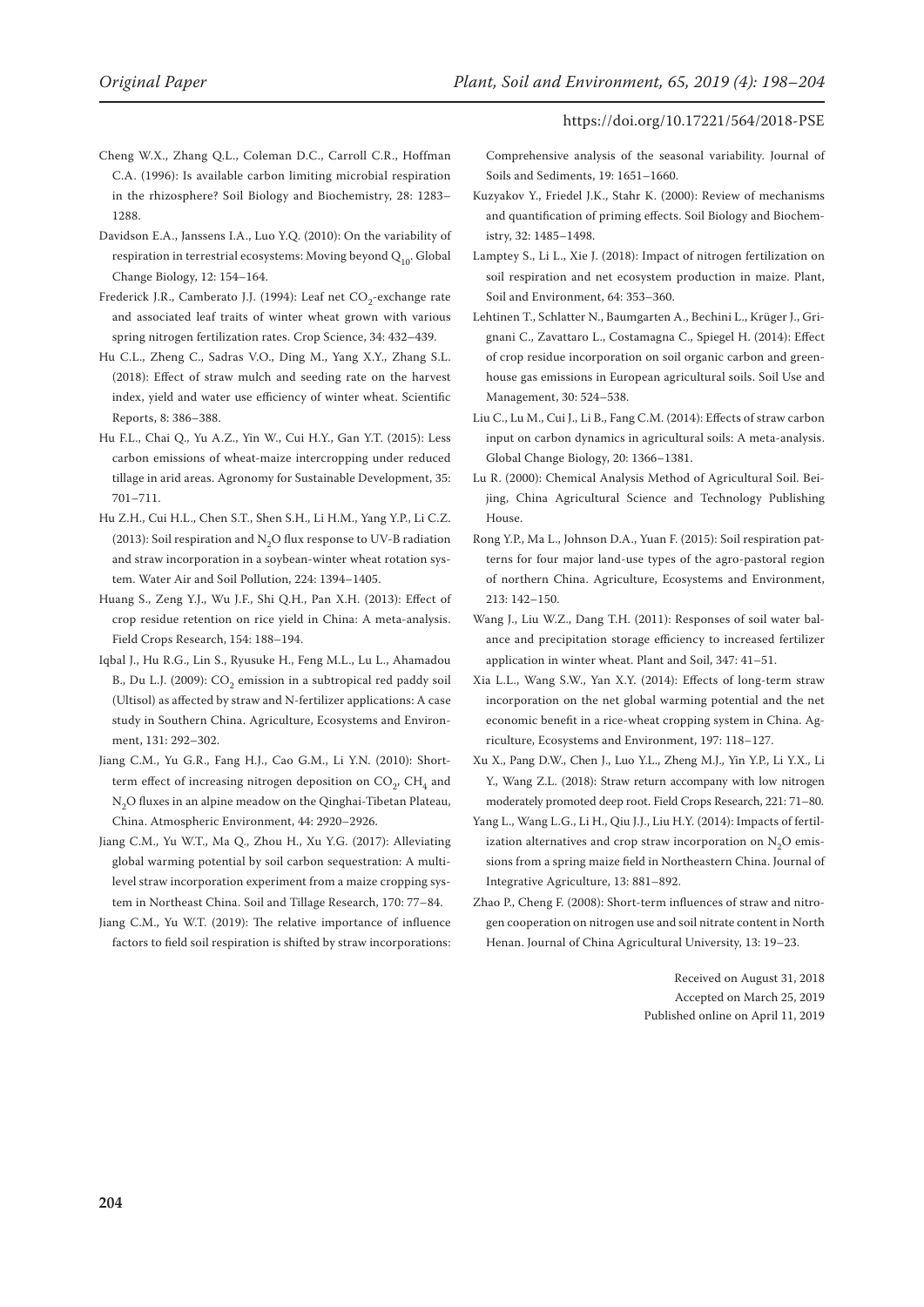Cheng W.X., Zhang Q.L., Coleman D.C., Carroll C.R., Hoffman C.A. (1996): Is available carbon limiting microbial respiration in the rhizosphere? Soil Biology and Biochemistry, 28: 1283–1288.

Davidson E.A., Janssens I.A., Luo Y.Q. (2010): On the variability of respiration in terrestrial ecosystems: Moving beyond $Q_{10}$. Global Change Biology, 12: 154–164.

Frederick J.R., Camberato J.J. (1994): Leaf net $CO_2$-exchange rate and associated leaf traits of winter wheat grown with various spring nitrogen fertilization rates. Crop Science, 34: 432–439.

Hu C.L., Zheng C., Sadras V.O., Ding M., Yang X.Y., Zhang S.L. (2018): Effect of straw mulch and seeding rate on the harvest index, yield and water use efficiency of winter wheat. Scientific Reports, 8: 386–388.

Hu F.L., Chai Q., Yu A.Z., Yin W., Cui H.Y., Gan Y.T. (2015): Less carbon emissions of wheat-maize intercropping under reduced tillage in arid areas. Agronomy for Sustainable Development, 35: 701–711.

Hu Z.H., Cui H.L., Chen S.T., Shen S.H., Li H.M., Yang Y.P., Li C.Z. (2013): Soil respiration and $N_2O$ flux response to UV-B radiation and straw incorporation in a soybean-winter wheat rotation system. Water Air and Soil Pollution, 224: 1394–1405.

Huang S., Zeng Y.J., Wu J.F., Shi Q.H., Pan X.H. (2013): Effect of crop residue retention on rice yield in China: A meta-analysis. Field Crops Research, 154: 188–194.

Iqbal J., Hu R.G., Lin S., Ryusuke H., Feng M.L., Lu L., Ahamadou B., Du L.J. (2009): $CO_2$ emission in a subtropical red paddy soil (Ultisol) as affected by straw and N-fertilizer applications: A case study in Southern China. Agriculture, Ecosystems and Environment, 131: 292–302.

Jiang C.M., Yu G.R., Fang H.J., Cao G.M., Li Y.N. (2010): Short-term effect of increasing nitrogen deposition on $CO_2$, $CH_4$ and $N_2O$ fluxes in an alpine meadow on the Qinghai-Tibetan Plateau, China. Atmospheric Environment, 44: 2920–2926.

Jiang C.M., Yu W.T., Ma Q., Zhou H., Xu Y.G. (2017): Alleviating global warming potential by soil carbon sequestration: A multi-level straw incorporation experiment from a maize cropping system in Northeast China. Soil and Tillage Research, 170: 77–84.

Jiang C.M., Yu W.T. (2019): The relative importance of influence factors to field soil respiration is shifted by straw incorporations: Comprehensive analysis of the seasonal variability. Journal of Soils and Sediments, 19: 1651–1660.

Kuzyakov Y., Friedel J.K., Stahr K. (2000): Review of mechanisms and quantification of priming effects. Soil Biology and Biochemistry, 32: 1485–1498.

Lamptey S., Li L., Xie J. (2018): Impact of nitrogen fertilization on soil respiration and net ecosystem production in maize. Plant, Soil and Environment, 64: 353–360.

Lehtinen T., Schlatter N., Baumgarten A., Bechini L., Krüger J., Grignani C., Zavattaro L., Costamagna C., Spiegel H. (2014): Effect of crop residue incorporation on soil organic carbon and greenhouse gas emissions in European agricultural soils. Soil Use and Management, 30: 524–538.

Liu C., Lu M., Cui J., Li B., Fang C.M. (2014): Effects of straw carbon input on carbon dynamics in agricultural soils: A meta-analysis. Global Change Biology, 20: 1366–1381.

Lu R. (2000): Chemical Analysis Method of Agricultural Soil. Beijing, China Agricultural Science and Technology Publishing House.

Rong Y.P., Ma L., Johnson D.A., Yuan F. (2015): Soil respiration patterns for four major land-use types of the agro-pastoral region of northern China. Agriculture, Ecosystems and Environment, 213: 142–150.

Wang J., Liu W.Z., Dang T.H. (2011): Responses of soil water balance and precipitation storage efficiency to increased fertilizer application in winter wheat. Plant and Soil, 347: 41–51.

Xia L.L., Wang S.W., Yan X.Y. (2014): Effects of long-term straw incorporation on the net global warming potential and the net economic benefit in a rice-wheat cropping system in China. Agriculture, Ecosystems and Environment, 197: 118–127.

Xu X., Pang D.W., Chen J., Luo Y.L., Zheng M.J., Yin Y.P., Li Y.X., Li Y., Wang Z.L. (2018): Straw return accompany with low nitrogen moderately promoted deep root. Field Crops Research, 221: 71–80.

Yang L., Wang L.G., Li H., Qiu J.J., Liu H.Y. (2014): Impacts of fertilization alternatives and crop straw incorporation on $N_2O$ emissions from a spring maize field in Northeastern China. Journal of Integrative Agriculture, 13: 881–892.

Zhao P., Cheng F. (2008): Short-term influences of straw and nitrogen cooperation on nitrogen use and soil nitrate content in North Henan. Journal of China Agricultural University, 13: 19–23.

Received on August 31, 2018
Accepted on March 25, 2019
Published online on April 11, 2019